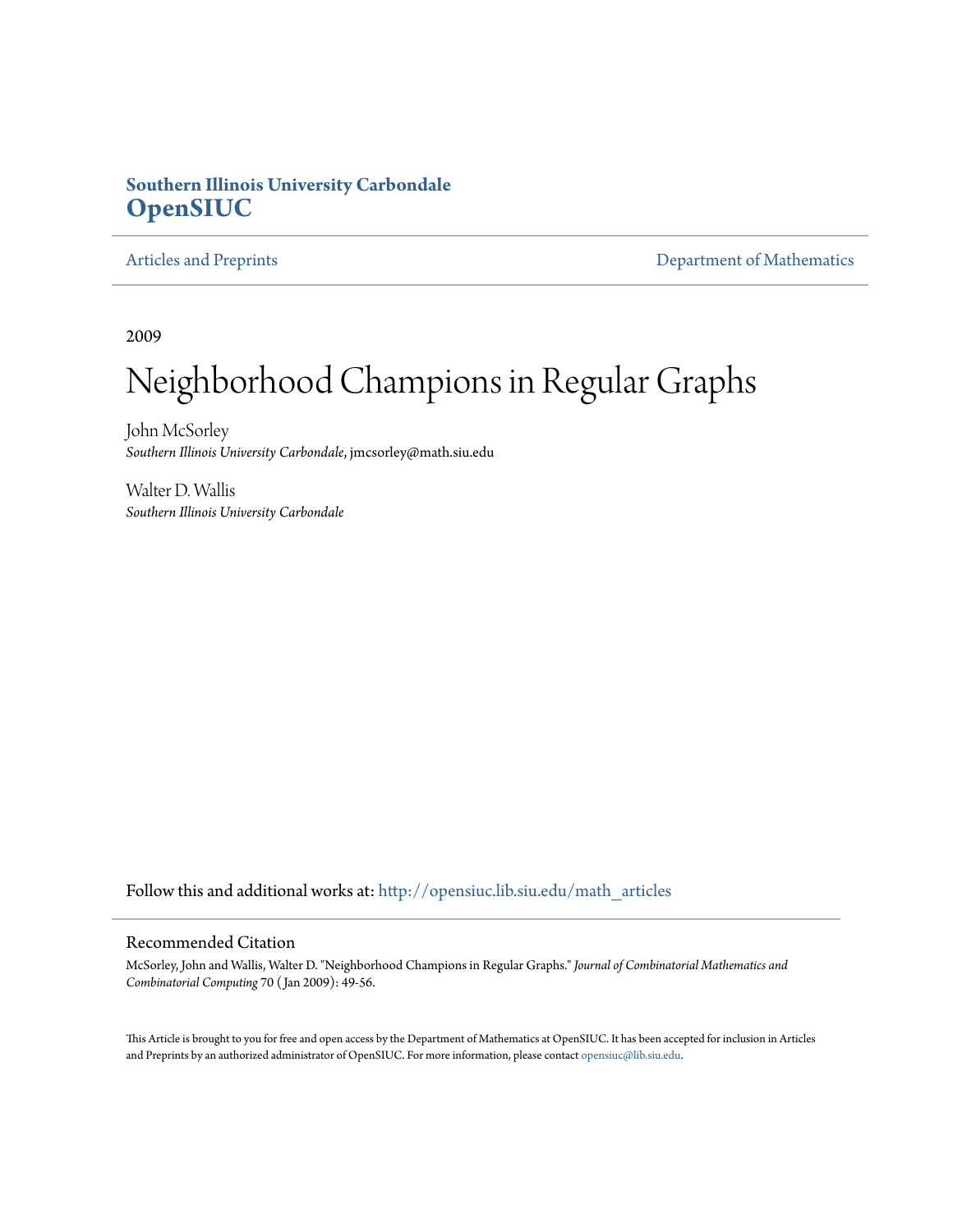**Southern Illinois University Carbondale**
**OpenSIUC**

Articles and Preprints | Department of Mathematics

2009

# Neighborhood Champions in Regular Graphs

John McSorley
*Southern Illinois University Carbondale*, jmcsorley@math.siu.edu

Walter D. Wallis
*Southern Illinois University Carbondale*

Follow this and additional works at: http://opensiuc.lib.siu.edu/math_articles

## Recommended Citation

McSorley, John and Wallis, Walter D. "Neighborhood Champions in Regular Graphs." *Journal of Combinatorial Mathematics and Combinatorial Computing* 70 ( Jan 2009): 49-56.

This Article is brought to you for free and open access by the Department of Mathematics at OpenSIUC. It has been accepted for inclusion in Articles and Preprints by an authorized administrator of OpenSIUC. For more information, please contact opensiuc@lib.siu.edu.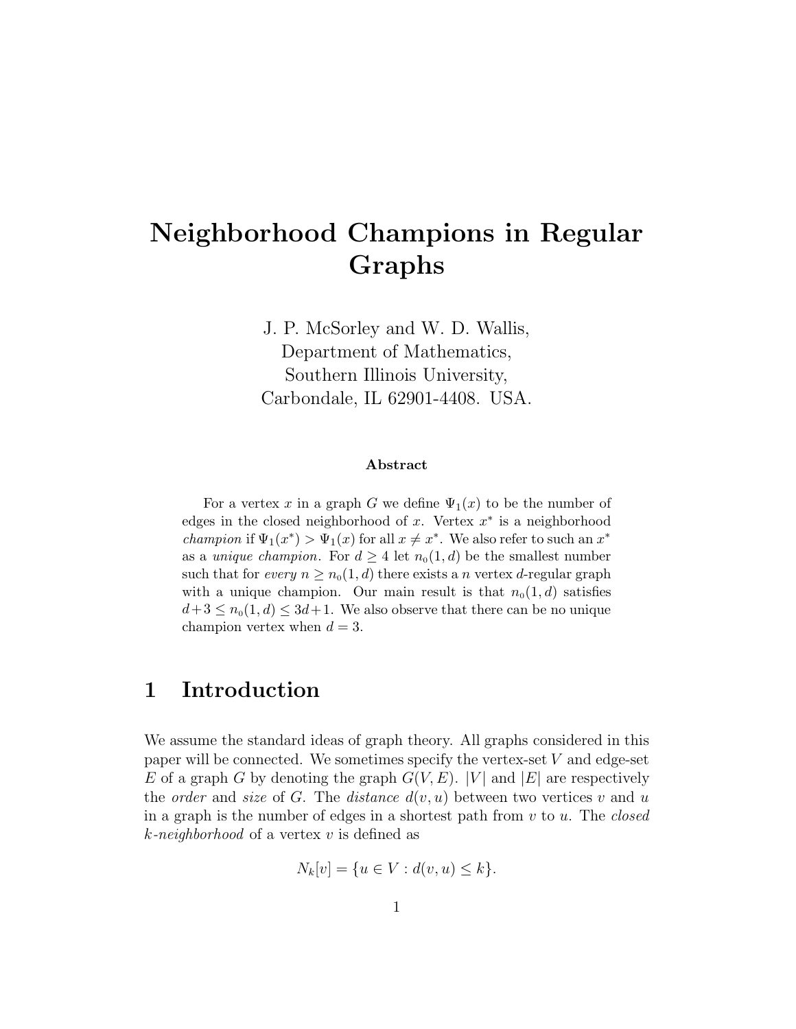# Neighborhood Champions in Regular Graphs

J. P. McSorley and W. D. Wallis,
Department of Mathematics,
Southern Illinois University,
Carbondale, IL 62901-4408. USA.

### Abstract

For a vertex $x$ in a graph $G$ we define $\Psi_1(x)$ to be the number of edges in the closed neighborhood of $x$. Vertex $x^*$ is a neighborhood *champion* if $\Psi_1(x^*) > \Psi_1(x)$ for all $x \neq x^*$. We also refer to such an $x^*$ as a *unique champion*. For $d \geq 4$ let $n_0(1,d)$ be the smallest number such that for *every* $n \geq n_0(1,d)$ there exists a $n$ vertex $d$-regular graph with a unique champion. Our main result is that $n_0(1,d)$ satisfies $d+3 \leq n_0(1,d) \leq 3d+1$. We also observe that there can be no unique champion vertex when $d = 3$.

## 1 Introduction

We assume the standard ideas of graph theory. All graphs considered in this paper will be connected. We sometimes specify the vertex-set $V$ and edge-set $E$ of a graph $G$ by denoting the graph $G(V,E)$. $|V|$ and $|E|$ are respectively the *order* and *size* of $G$. The *distance* $d(v,u)$ between two vertices $v$ and $u$ in a graph is the number of edges in a shortest path from $v$ to $u$. The *closed $k$-neighborhood* of a vertex $v$ is defined as

$$N_k[v] = \{u \in V : d(v,u) \leq k\}.$$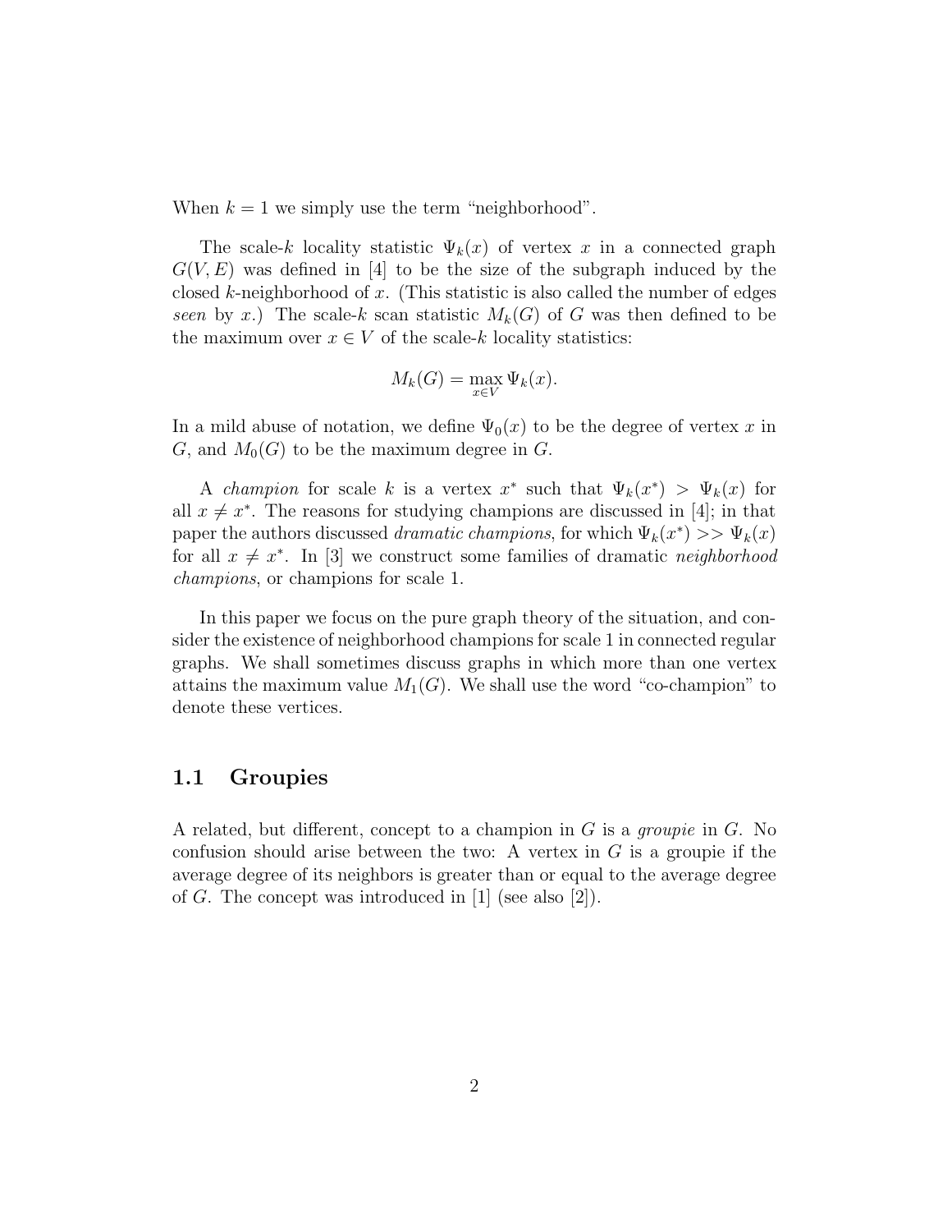When $k = 1$ we simply use the term "neighborhood".

The scale-$k$ locality statistic $\Psi_k(x)$ of vertex $x$ in a connected graph $G(V, E)$ was defined in [4] to be the size of the subgraph induced by the closed $k$-neighborhood of $x$. (This statistic is also called the number of edges *seen* by $x$.) The scale-$k$ scan statistic $M_k(G)$ of $G$ was then defined to be the maximum over $x \in V$ of the scale-$k$ locality statistics:

$$M_k(G) = \max_{x \in V} \Psi_k(x).$$

In a mild abuse of notation, we define $\Psi_0(x)$ to be the degree of vertex $x$ in $G$, and $M_0(G)$ to be the maximum degree in $G$.

A *champion* for scale $k$ is a vertex $x^*$ such that $\Psi_k(x^*) > \Psi_k(x)$ for all $x \neq x^*$. The reasons for studying champions are discussed in [4]; in that paper the authors discussed *dramatic champions*, for which $\Psi_k(x^*) >> \Psi_k(x)$ for all $x \neq x^*$. In [3] we construct some families of dramatic *neighborhood champions*, or champions for scale 1.

In this paper we focus on the pure graph theory of the situation, and consider the existence of neighborhood champions for scale 1 in connected regular graphs. We shall sometimes discuss graphs in which more than one vertex attains the maximum value $M_1(G)$. We shall use the word "co-champion" to denote these vertices.

## 1.1 Groupies

A related, but different, concept to a champion in $G$ is a *groupie* in $G$. No confusion should arise between the two: A vertex in $G$ is a groupie if the average degree of its neighbors is greater than or equal to the average degree of $G$. The concept was introduced in [1] (see also [2]).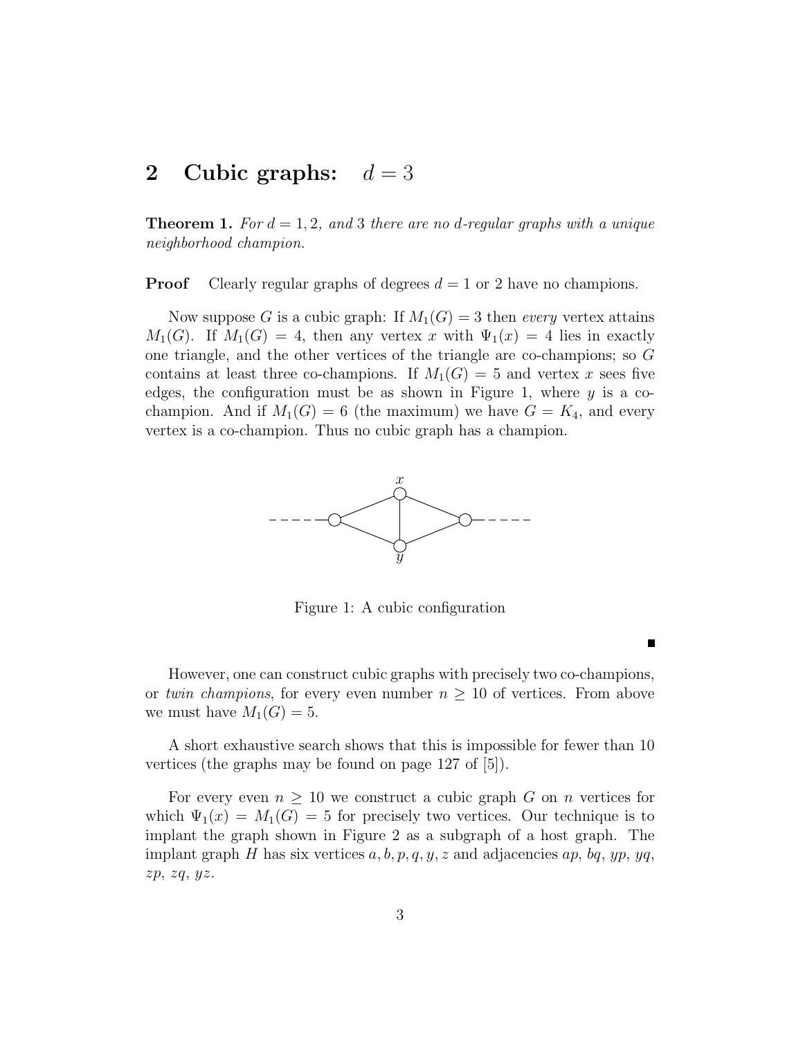## 2 Cubic graphs: $d = 3$

**Theorem 1.** *For $d = 1, 2,$ and 3 there are no $d$-regular graphs with a unique neighborhood champion.*

**Proof** Clearly regular graphs of degrees $d = 1$ or 2 have no champions.

Now suppose $G$ is a cubic graph: If $M_1(G) = 3$ then *every* vertex attains $M_1(G)$. If $M_1(G) = 4$, then any vertex $x$ with $\Psi_1(x) = 4$ lies in exactly one triangle, and the other vertices of the triangle are co-champions; so $G$ contains at least three co-champions. If $M_1(G) = 5$ and vertex $x$ sees five edges, the configuration must be as shown in Figure 1, where $y$ is a co-champion. And if $M_1(G) = 6$ (the maximum) we have $G = K_4$, and every vertex is a co-champion. Thus no cubic graph has a champion.

Figure 1: A cubic configuration

∎

However, one can construct cubic graphs with precisely two co-champions, or *twin champions*, for every even number $n \geq 10$ of vertices. From above we must have $M_1(G) = 5$.

A short exhaustive search shows that this is impossible for fewer than 10 vertices (the graphs may be found on page 127 of [5]).

For every even $n \geq 10$ we construct a cubic graph $G$ on $n$ vertices for which $\Psi_1(x) = M_1(G) = 5$ for precisely two vertices. Our technique is to implant the graph shown in Figure 2 as a subgraph of a host graph. The implant graph $H$ has six vertices $a, b, p, q, y, z$ and adjacencies $ap$, $bq$, $yp$, $yq$, $zp$, $zq$, $yz$.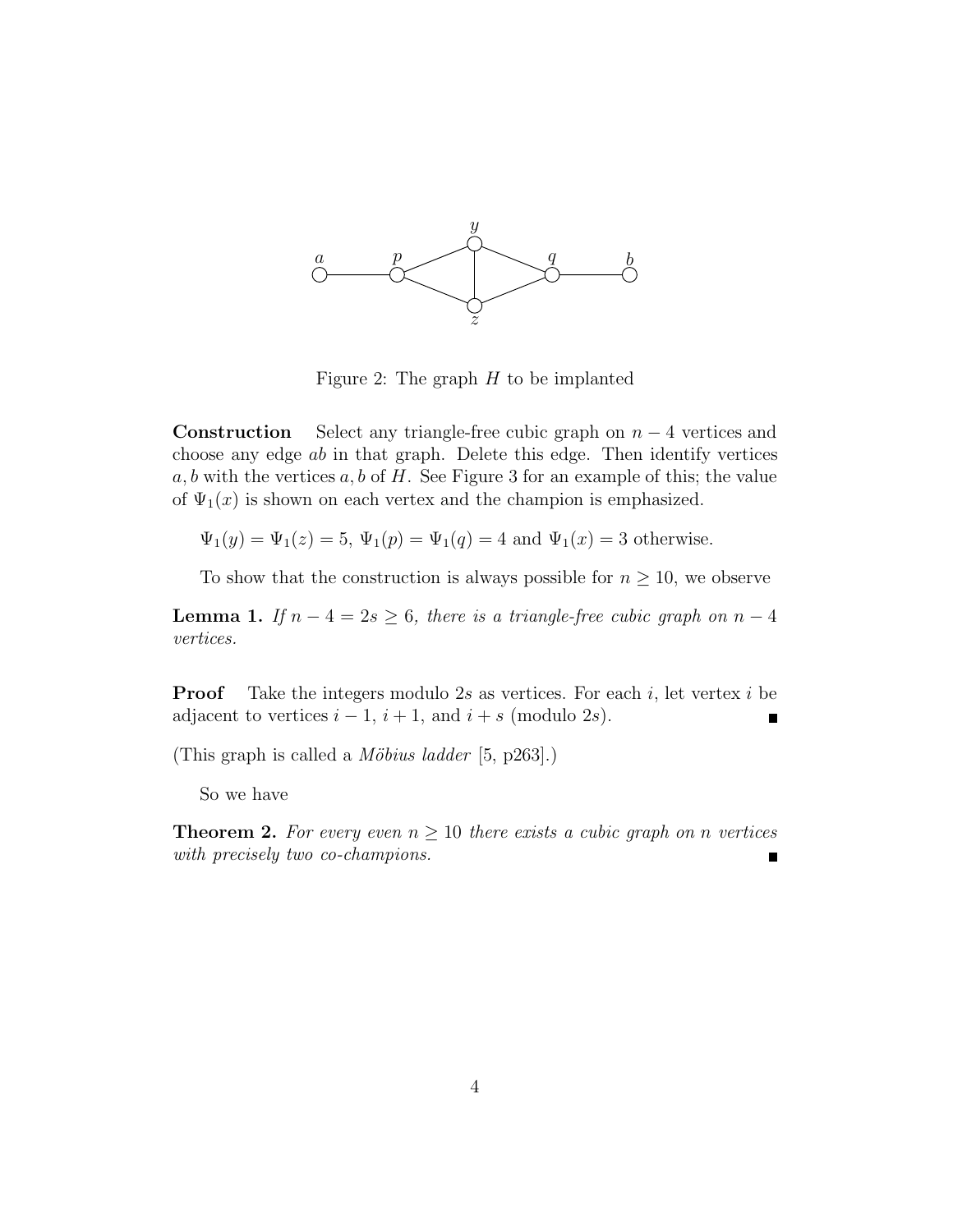Figure 2: The graph $H$ to be implanted

**Construction** Select any triangle-free cubic graph on $n-4$ vertices and choose any edge $ab$ in that graph. Delete this edge. Then identify vertices $a, b$ with the vertices $a, b$ of $H$. See Figure 3 for an example of this; the value of $\Psi_1(x)$ is shown on each vertex and the champion is emphasized.

$\Psi_1(y) = \Psi_1(z) = 5$, $\Psi_1(p) = \Psi_1(q) = 4$ and $\Psi_1(x) = 3$ otherwise.

To show that the construction is always possible for $n \geq 10$, we observe

**Lemma 1.** *If $n-4 = 2s \geq 6$, there is a triangle-free cubic graph on $n-4$ vertices.*

**Proof** Take the integers modulo $2s$ as vertices. For each $i$, let vertex $i$ be adjacent to vertices $i-1$, $i+1$, and $i+s$ (modulo $2s$). ∎

(This graph is called a *Möbius ladder* [5, p263].)

So we have

**Theorem 2.** *For every even $n \geq 10$ there exists a cubic graph on $n$ vertices with precisely two co-champions.* ∎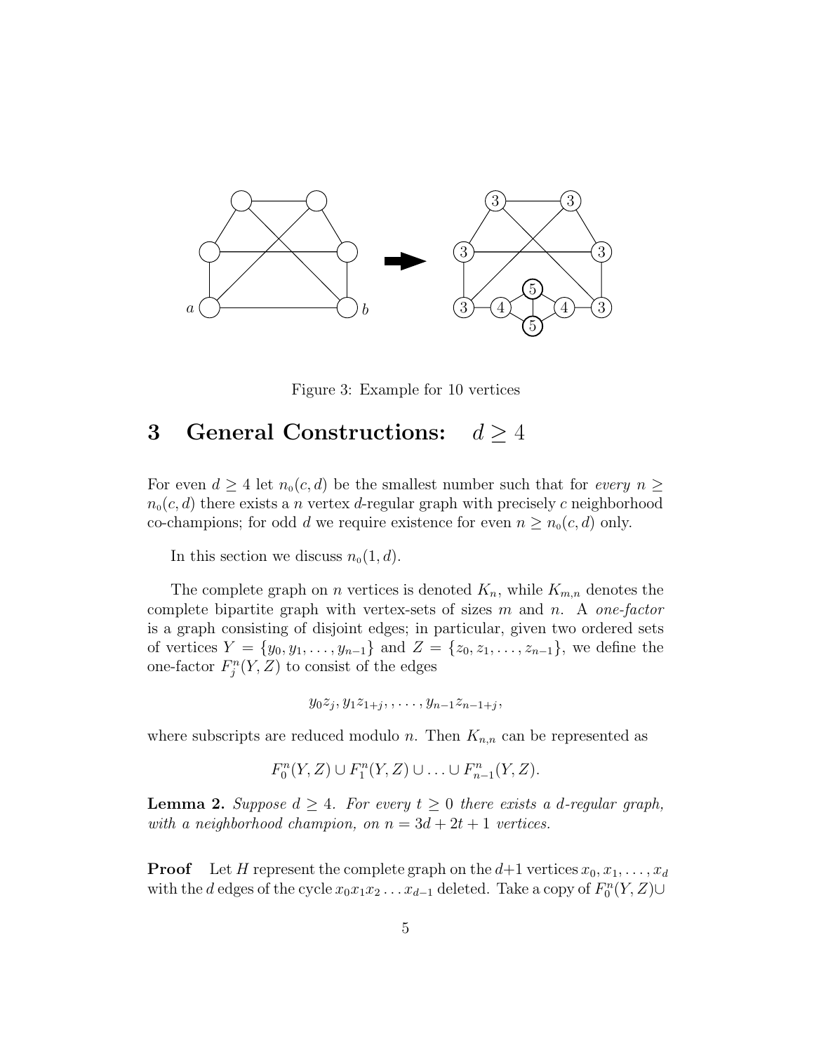Figure 3: Example for 10 vertices

## 3 General Constructions: $d \geq 4$

For even $d \geq 4$ let $n_0(c, d)$ be the smallest number such that for *every* $n \geq n_0(c, d)$ there exists a $n$ vertex $d$-regular graph with precisely $c$ neighborhood co-champions; for odd $d$ we require existence for even $n \geq n_0(c, d)$ only.

In this section we discuss $n_0(1, d)$.

The complete graph on $n$ vertices is denoted $K_n$, while $K_{m,n}$ denotes the complete bipartite graph with vertex-sets of sizes $m$ and $n$. A *one-factor* is a graph consisting of disjoint edges; in particular, given two ordered sets of vertices $Y = \{y_0, y_1, \ldots, y_{n-1}\}$ and $Z = \{z_0, z_1, \ldots, z_{n-1}\}$, we define the one-factor $F_j^n(Y, Z)$ to consist of the edges

$$y_0 z_j, y_1 z_{1+j}, , \ldots, y_{n-1} z_{n-1+j},$$

where subscripts are reduced modulo $n$. Then $K_{n,n}$ can be represented as

$$F_0^n(Y, Z) \cup F_1^n(Y, Z) \cup \ldots \cup F_{n-1}^n(Y, Z).$$

**Lemma 2.** *Suppose $d \geq 4$. For every $t \geq 0$ there exists a $d$-regular graph, with a neighborhood champion, on $n = 3d + 2t + 1$ vertices.*

**Proof** Let $H$ represent the complete graph on the $d+1$ vertices $x_0, x_1, \ldots, x_d$ with the $d$ edges of the cycle $x_0 x_1 x_2 \ldots x_{d-1}$ deleted. Take a copy of $F_0^n(Y, Z) \cup$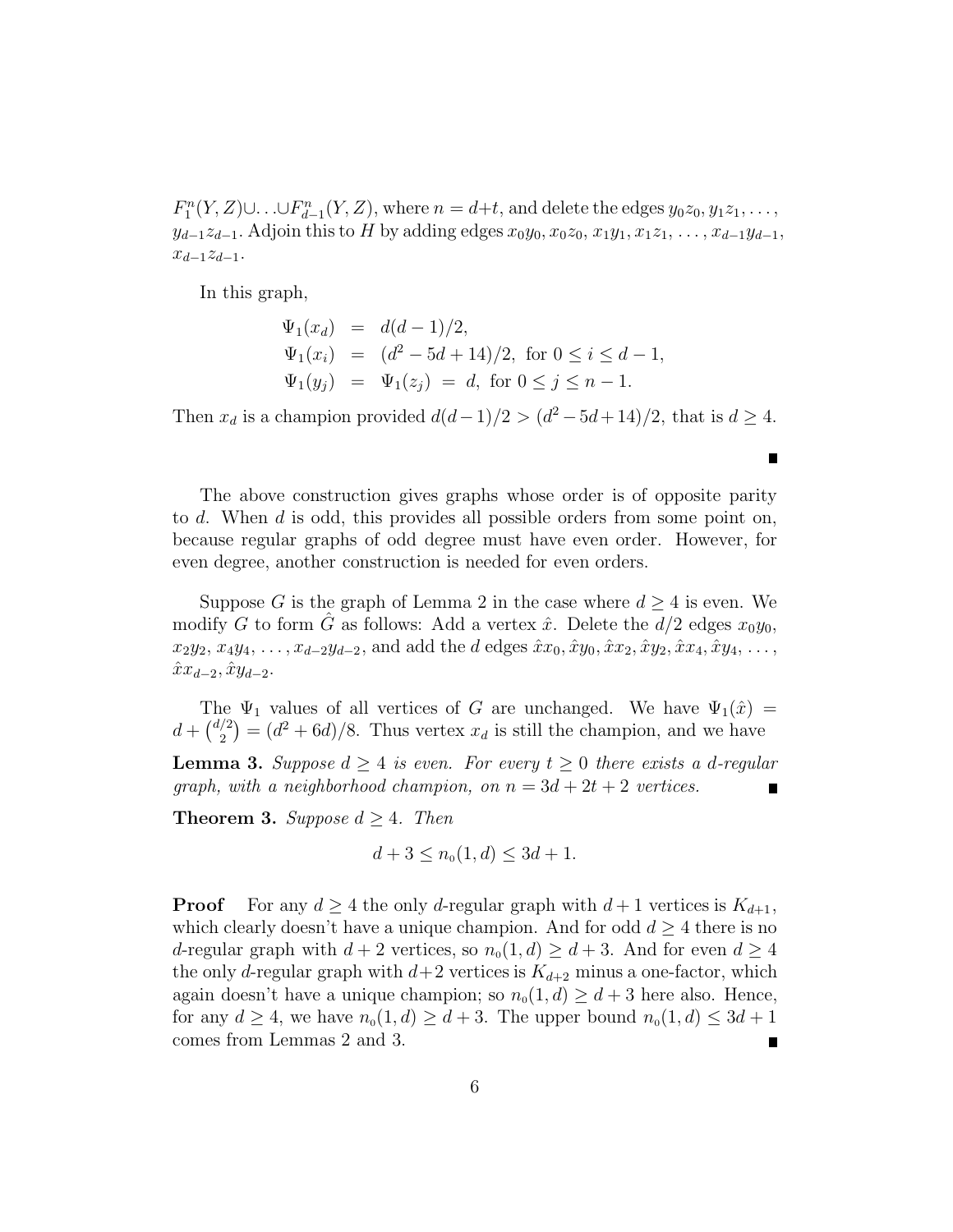$F_1^n(Y,Z) \cup \ldots \cup F_{d-1}^n(Y,Z)$, where $n = d+t$, and delete the edges $y_0z_0, y_1z_1, \ldots, y_{d-1}z_{d-1}$. Adjoin this to $H$ by adding edges $x_0y_0$, $x_0z_0$, $x_1y_1$, $x_1z_1$, $\ldots$, $x_{d-1}y_{d-1}$, $x_{d-1}z_{d-1}$.

In this graph,

$$
\begin{aligned}
\Psi_1(x_d) &= d(d-1)/2, \\
\Psi_1(x_i) &= (d^2 - 5d + 14)/2, \text{ for } 0 \le i \le d-1, \\
\Psi_1(y_j) &= \Psi_1(z_j) \;=\; d, \text{ for } 0 \le j \le n-1.
\end{aligned}
$$

Then $x_d$ is a champion provided $d(d-1)/2 > (d^2 - 5d + 14)/2$, that is $d \ge 4$. ∎

The above construction gives graphs whose order is of opposite parity to $d$. When $d$ is odd, this provides all possible orders from some point on, because regular graphs of odd degree must have even order. However, for even degree, another construction is needed for even orders.

Suppose $G$ is the graph of Lemma 2 in the case where $d \ge 4$ is even. We modify $G$ to form $\hat{G}$ as follows: Add a vertex $\hat{x}$. Delete the $d/2$ edges $x_0y_0$, $x_2y_2$, $x_4y_4$, $\ldots$, $x_{d-2}y_{d-2}$, and add the $d$ edges $\hat{x}x_0, \hat{x}y_0, \hat{x}x_2, \hat{x}y_2, \hat{x}x_4, \hat{x}y_4, \ldots, \hat{x}x_{d-2}, \hat{x}y_{d-2}$.

The $\Psi_1$ values of all vertices of $G$ are unchanged. We have $\Psi_1(\hat{x}) = d + \binom{d/2}{2} = (d^2 + 6d)/8$. Thus vertex $x_d$ is still the champion, and we have

**Lemma 3.** *Suppose $d \ge 4$ is even. For every $t \ge 0$ there exists a $d$-regular graph, with a neighborhood champion, on $n = 3d + 2t + 2$ vertices.* ∎

**Theorem 3.** *Suppose $d \ge 4$. Then*

$$d + 3 \le n_0(1, d) \le 3d + 1.$$

**Proof** For any $d \ge 4$ the only $d$-regular graph with $d+1$ vertices is $K_{d+1}$, which clearly doesn't have a unique champion. And for odd $d \ge 4$ there is no $d$-regular graph with $d+2$ vertices, so $n_0(1, d) \ge d + 3$. And for even $d \ge 4$ the only $d$-regular graph with $d+2$ vertices is $K_{d+2}$ minus a one-factor, which again doesn't have a unique champion; so $n_0(1, d) \ge d + 3$ here also. Hence, for any $d \ge 4$, we have $n_0(1, d) \ge d + 3$. The upper bound $n_0(1, d) \le 3d + 1$ comes from Lemmas 2 and 3. ∎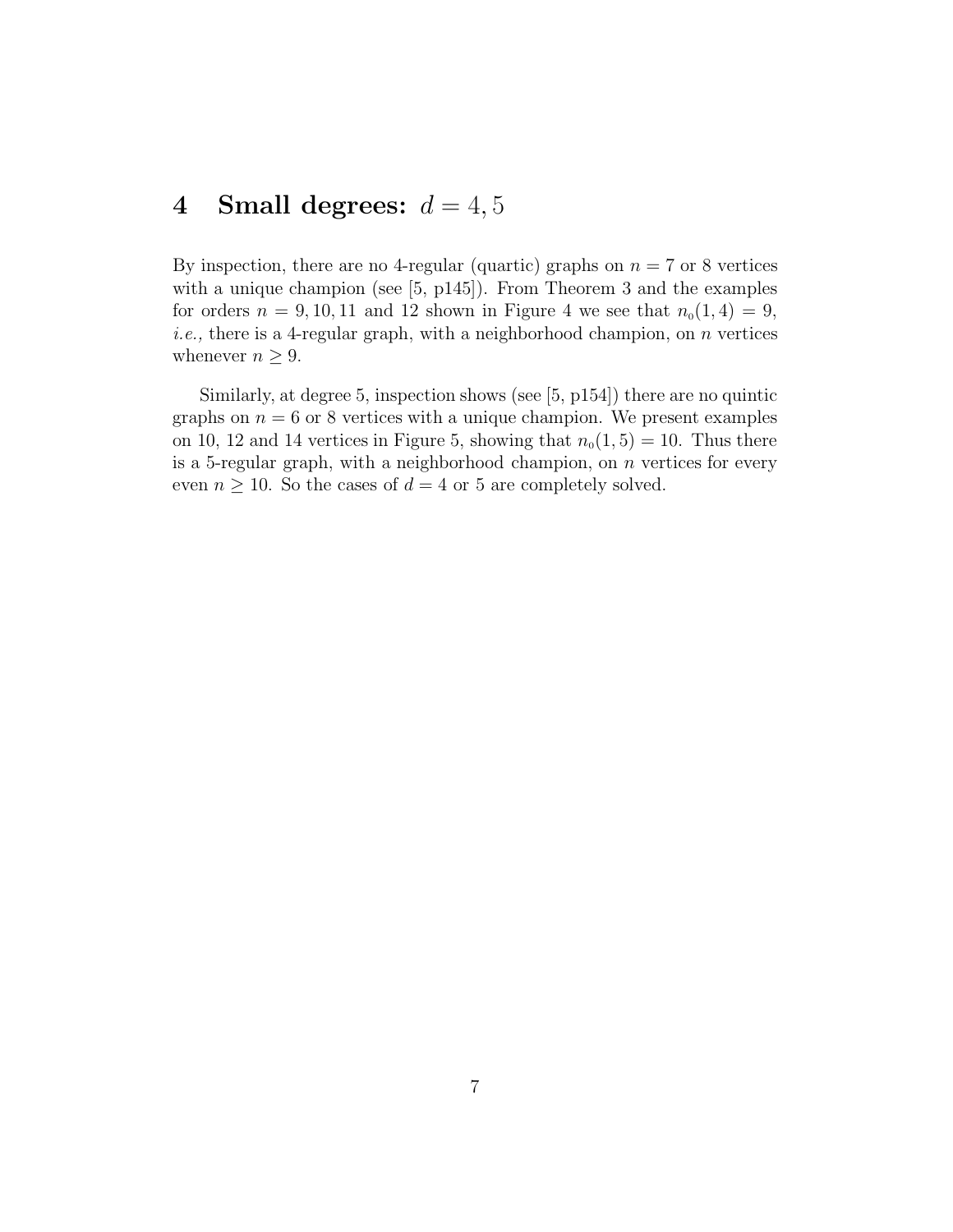# 4 Small degrees: $d = 4, 5$

By inspection, there are no 4-regular (quartic) graphs on $n = 7$ or 8 vertices with a unique champion (see [5, p145]). From Theorem 3 and the examples for orders $n = 9, 10, 11$ and 12 shown in Figure 4 we see that $n_0(1, 4) = 9$, *i.e.,* there is a 4-regular graph, with a neighborhood champion, on $n$ vertices whenever $n \geq 9$.

Similarly, at degree 5, inspection shows (see [5, p154]) there are no quintic graphs on $n = 6$ or 8 vertices with a unique champion. We present examples on 10, 12 and 14 vertices in Figure 5, showing that $n_0(1, 5) = 10$. Thus there is a 5-regular graph, with a neighborhood champion, on $n$ vertices for every even $n \geq 10$. So the cases of $d = 4$ or 5 are completely solved.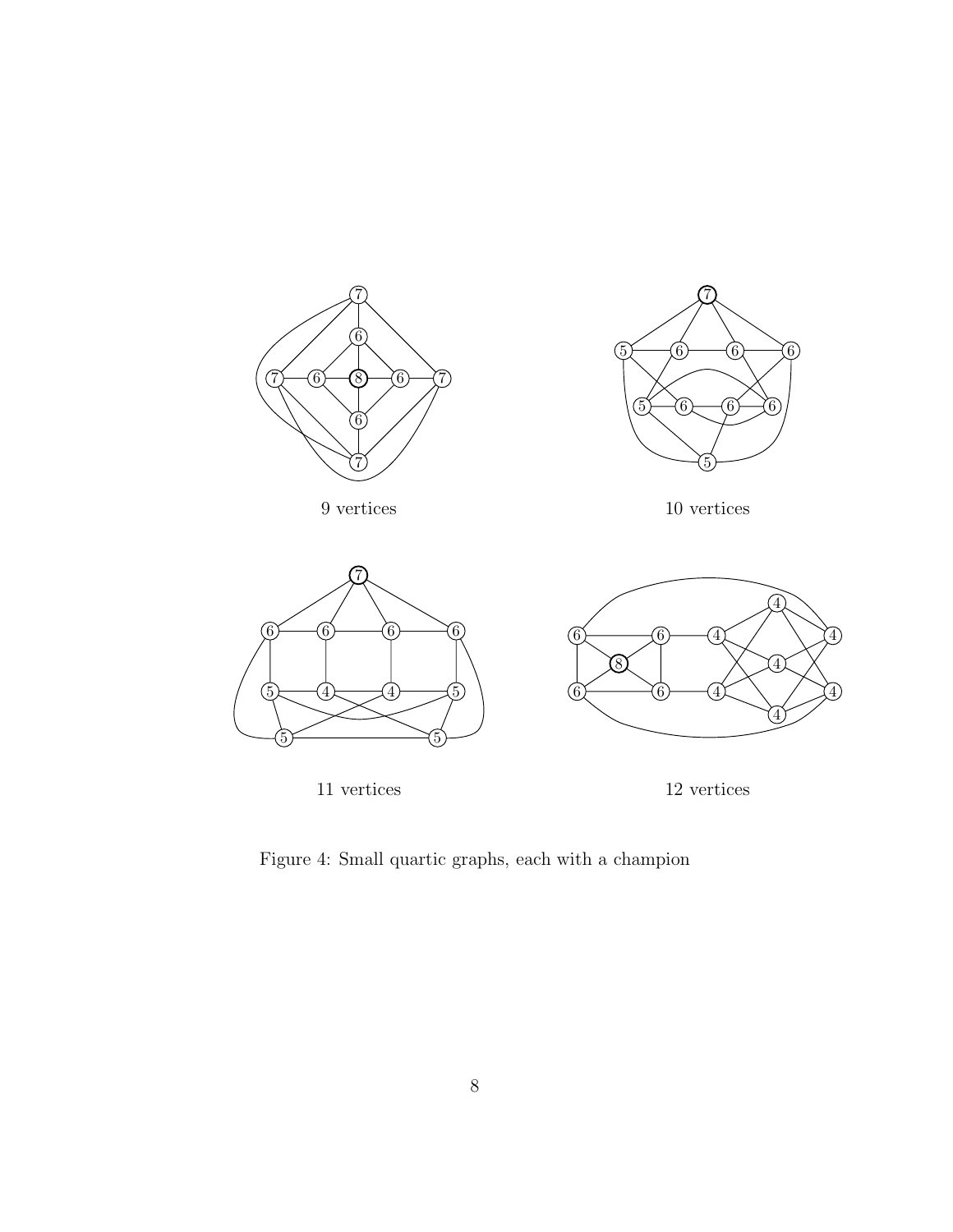9 vertices

10 vertices

11 vertices

12 vertices

Figure 4: Small quartic graphs, each with a champion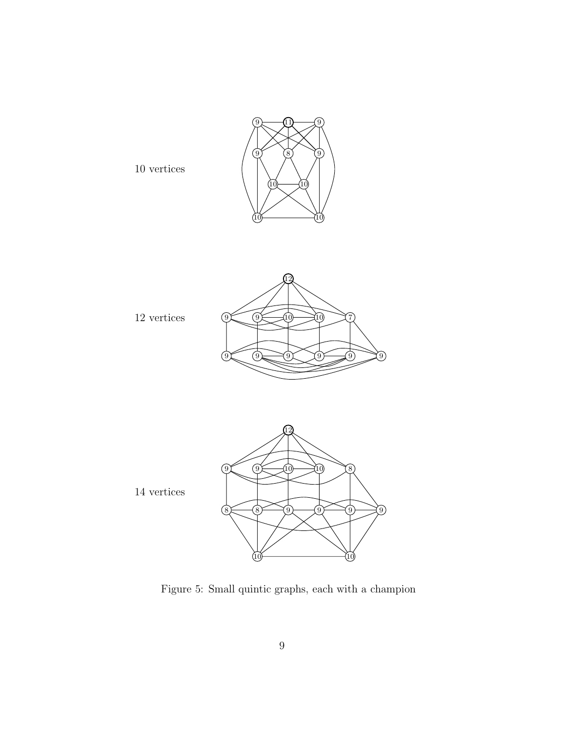10 vertices

12 vertices

14 vertices

Figure 5: Small quintic graphs, each with a champion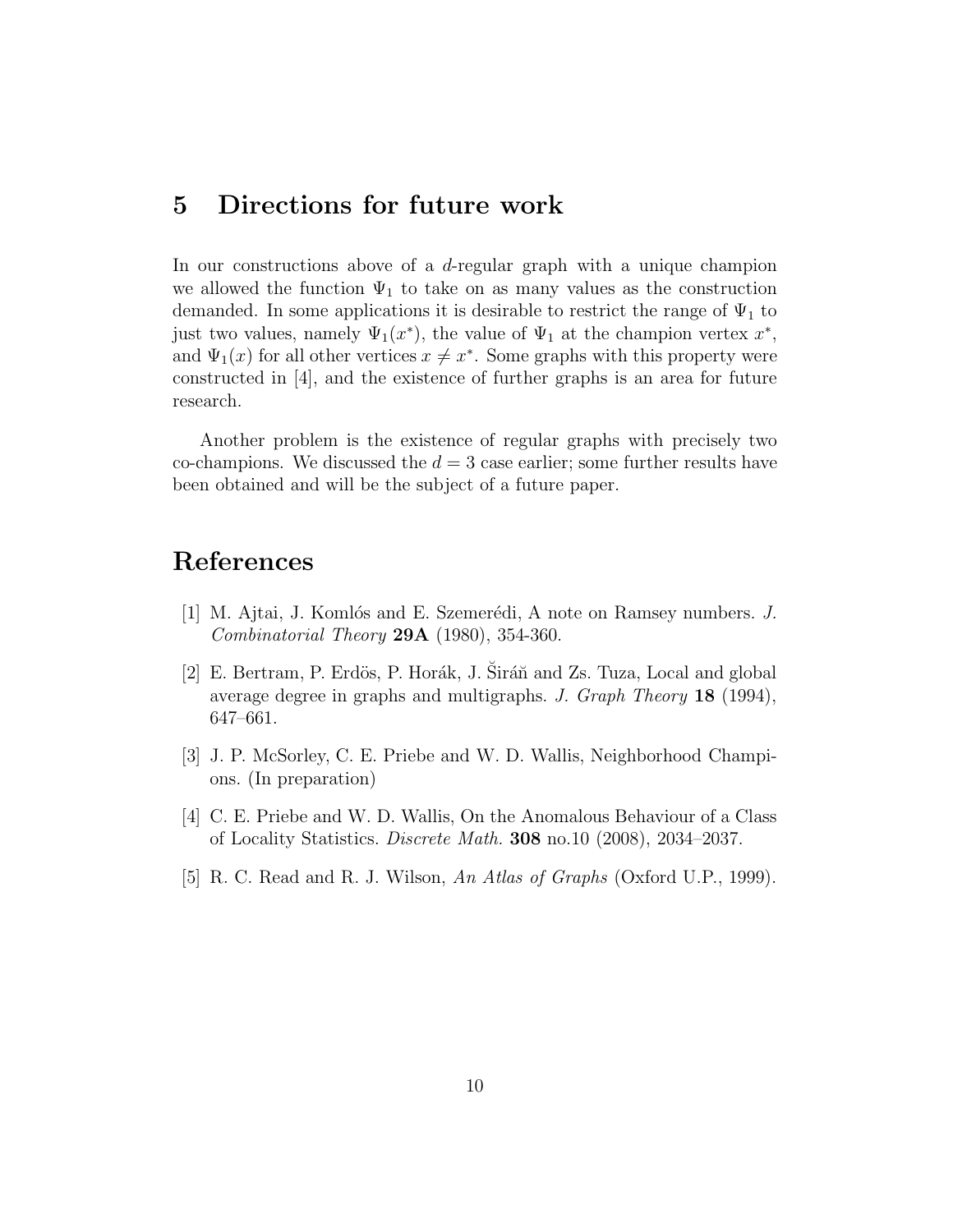## 5 Directions for future work

In our constructions above of a $d$-regular graph with a unique champion we allowed the function $\Psi_1$ to take on as many values as the construction demanded. In some applications it is desirable to restrict the range of $\Psi_1$ to just two values, namely $\Psi_1(x^*)$, the value of $\Psi_1$ at the champion vertex $x^*$, and $\Psi_1(x)$ for all other vertices $x \neq x^*$. Some graphs with this property were constructed in [4], and the existence of further graphs is an area for future research.

Another problem is the existence of regular graphs with precisely two co-champions. We discussed the $d = 3$ case earlier; some further results have been obtained and will be the subject of a future paper.

## References

[1] M. Ajtai, J. Komlós and E. Szemerédi, A note on Ramsey numbers. *J. Combinatorial Theory* **29A** (1980), 354-360.

[2] E. Bertram, P. Erdös, P. Horák, J. Širáň and Zs. Tuza, Local and global average degree in graphs and multigraphs. *J. Graph Theory* **18** (1994), 647–661.

[3] J. P. McSorley, C. E. Priebe and W. D. Wallis, Neighborhood Champions. (In preparation)

[4] C. E. Priebe and W. D. Wallis, On the Anomalous Behaviour of a Class of Locality Statistics. *Discrete Math.* **308** no.10 (2008), 2034–2037.

[5] R. C. Read and R. J. Wilson, *An Atlas of Graphs* (Oxford U.P., 1999).